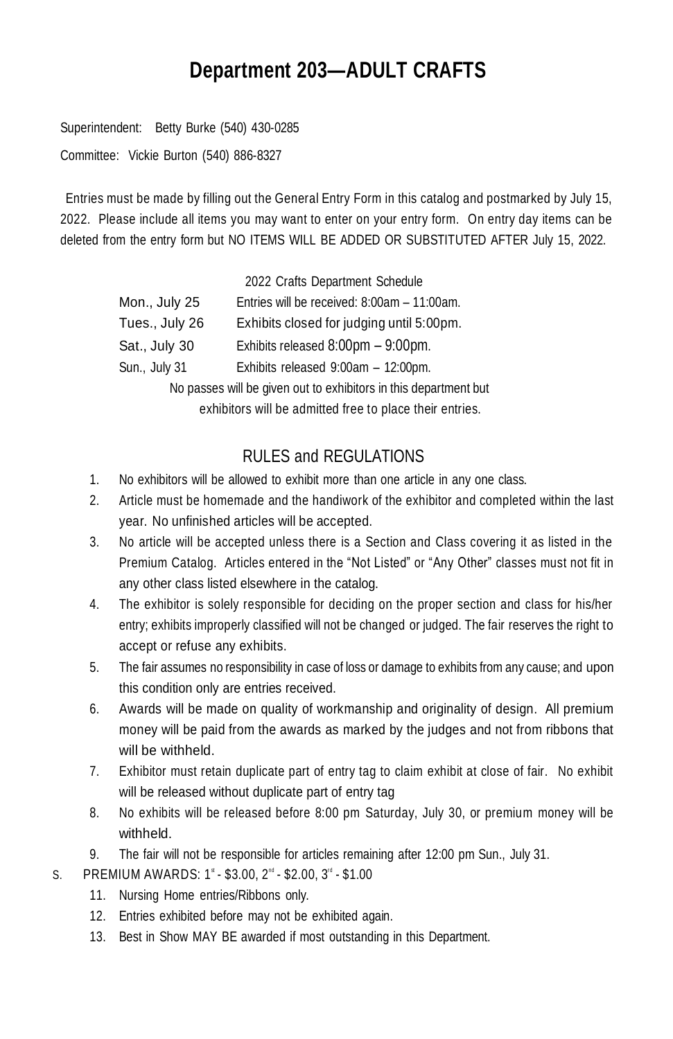# Department 203—ADULT CRAFTS

Superintendent: Betty Burke (540) 430-0285

Committee: Vickie Burton (540) 886-8327

Entries must be made by filling out the General Entry Form in this catalog and postmarked by July 15, 2022. Please include all items you may want to enter on your entry form. On entry day items can be deleted from the entry form but NO ITEMS WILL BE ADDED OR SUBSTITUTED AFTER July 15, 2022.

2022 Crafts Department Schedule

| | |
|---|---|
| Mon., July 25 | Entries will be received: 8:00am – 11:00am. |
| Tues., July 26 | Exhibits closed for judging until 5:00pm. |
| Sat., July 30 | Exhibits released 8:00pm – 9:00pm. |
| Sun., July 31 | Exhibits released 9:00am – 12:00pm. |

No passes will be given out to exhibitors in this department but exhibitors will be admitted free to place their entries.

## RULES and REGULATIONS

1. No exhibitors will be allowed to exhibit more than one article in any one class.
2. Article must be homemade and the handiwork of the exhibitor and completed within the last year. No unfinished articles will be accepted.
3. No article will be accepted unless there is a Section and Class covering it as listed in the Premium Catalog. Articles entered in the "Not Listed" or "Any Other" classes must not fit in any other class listed elsewhere in the catalog.
4. The exhibitor is solely responsible for deciding on the proper section and class for his/her entry; exhibits improperly classified will not be changed or judged. The fair reserves the right to accept or refuse any exhibits.
5. The fair assumes no responsibility in case of loss or damage to exhibits from any cause; and upon this condition only are entries received.
6. Awards will be made on quality of workmanship and originality of design. All premium money will be paid from the awards as marked by the judges and not from ribbons that will be withheld.
7. Exhibitor must retain duplicate part of entry tag to claim exhibit at close of fair. No exhibit will be released without duplicate part of entry tag
8. No exhibits will be released before 8:00 pm Saturday, July 30, or premium money will be withheld.
9. The fair will not be responsible for articles remaining after 12:00 pm Sun., July 31.

S. PREMIUM AWARDS: 1st - $3.00, 2nd - $2.00, 3rd - $1.00

11. Nursing Home entries/Ribbons only.
12. Entries exhibited before may not be exhibited again.
13. Best in Show MAY BE awarded if most outstanding in this Department.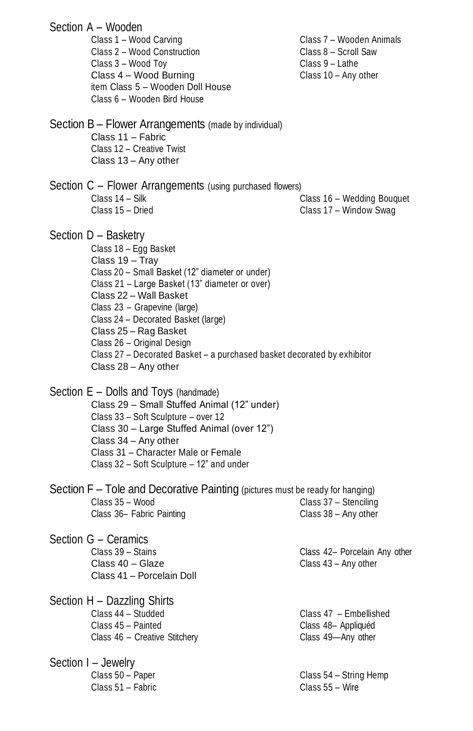## Section A – Wooden

- Class 1 – Wood Carving
- Class 2 – Wood Construction
- Class 3 – Wood Toy
- Class 4 – Wood Burning
- item Class 5 – Wooden Doll House
- Class 6 – Wooden Bird House
- Class 7 – Wooden Animals
- Class 8 – Scroll Saw
- Class 9 – Lathe
- Class 10 – Any other

## Section B – Flower Arrangements (made by individual)

- Class 11 – Fabric
- Class 12 – Creative Twist
- Class 13 – Any other

## Section C – Flower Arrangements (using purchased flowers)

- Class 14 – Silk
- Class 15 – Dried
- Class 16 – Wedding Bouquet
- Class 17 – Window Swag

## Section D – Basketry

- Class 18 – Egg Basket
- Class 19 – Tray
- Class 20 – Small Basket (12" diameter or under)
- Class 21 – Large Basket (13" diameter or over)
- Class 22 – Wall Basket
- Class 23 – Grapevine (large)
- Class 24 – Decorated Basket (large)
- Class 25 – Rag Basket
- Class 26 – Original Design
- Class 27 – Decorated Basket – a purchased basket decorated by exhibitor
- Class 28 – Any other

## Section E – Dolls and Toys (handmade)

- Class 29 – Small Stuffed Animal (12" under)
- Class 33 – Soft Sculpture – over 12
- Class 30 – Large Stuffed Animal (over 12")
- Class 34 – Any other
- Class 31 – Character Male or Female
- Class 32 – Soft Sculpture – 12" and under

## Section F – Tole and Decorative Painting (pictures must be ready for hanging)

- Class 35 – Wood
- Class 36– Fabric Painting
- Class 37 – Stenciling
- Class 38 – Any other

## Section G – Ceramics

- Class 39 – Stains
- Class 40 – Glaze
- Class 41 – Porcelain Doll
- Class 42– Porcelain Any other
- Class 43 – Any other

## Section H – Dazzling Shirts

- Class 44 – Studded
- Class 45 – Painted
- Class 46 – Creative Stitchery
- Class 47 – Embellished
- Class 48– Appliquéd
- Class 49—Any other

## Section I – Jewelry

- Class 50 – Paper
- Class 51 – Fabric
- Class 54 – String Hemp
- Class 55 – Wire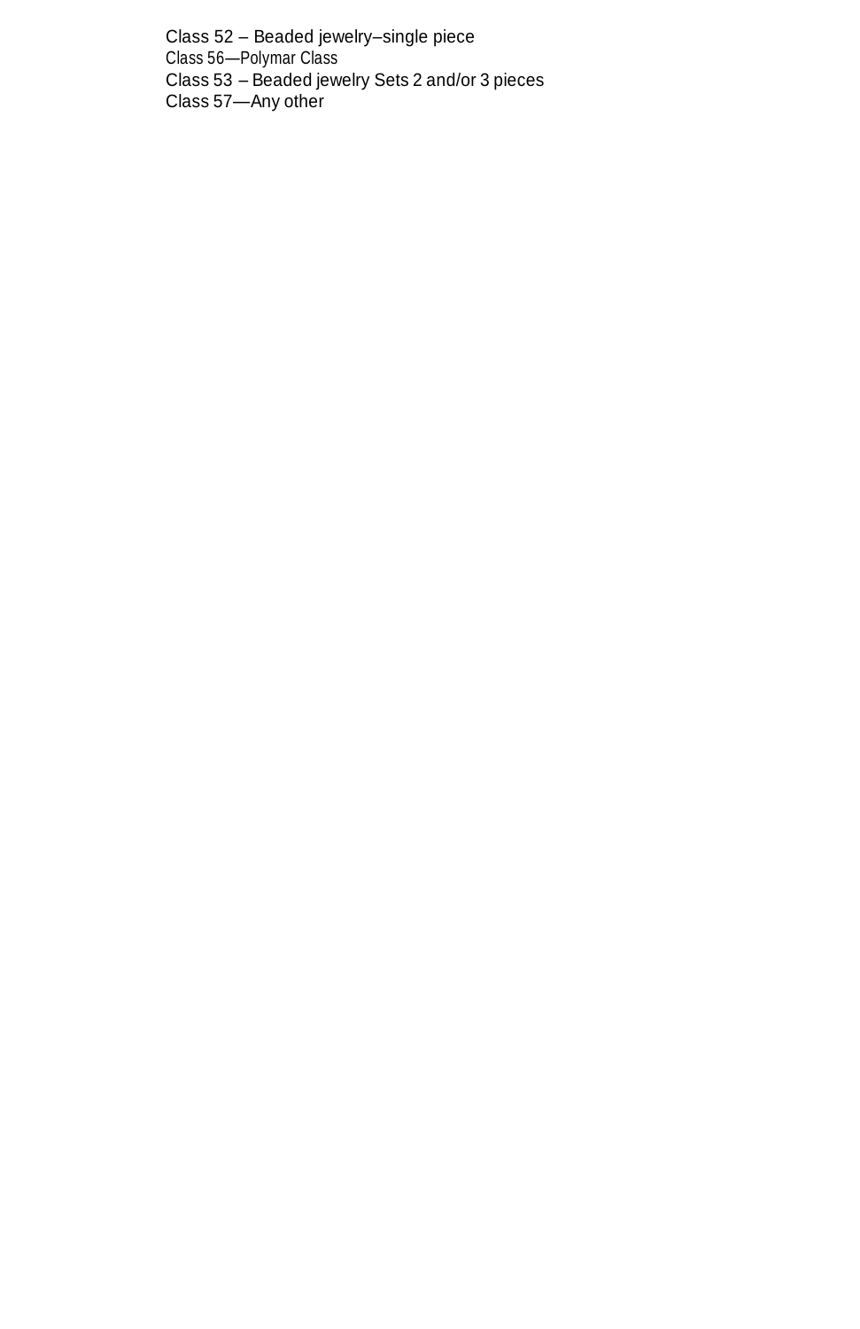Class 52 – Beaded jewelry–single piece
Class 56—Polymar Class
Class 53 – Beaded jewelry Sets 2 and/or 3 pieces
Class 57—Any other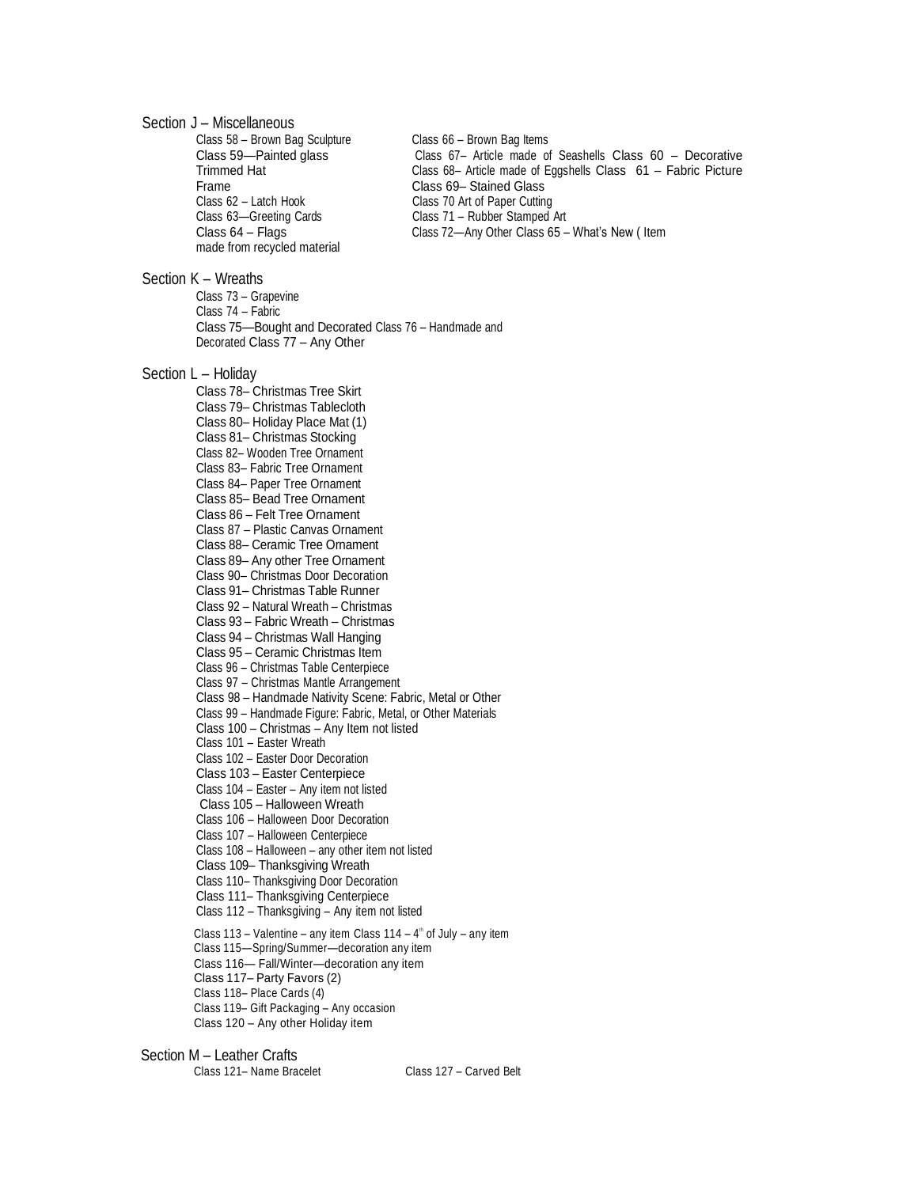## Section J – Miscellaneous

- Class 58 – Brown Bag Sculpture
- Class 59—Painted glass
- Class 60 – Decorative Trimmed Hat
- Class 61 – Fabric Picture Frame
- Class 62 – Latch Hook
- Class 63—Greeting Cards
- Class 64 – Flags
- Class 65 – What's New ( Item made from recycled material
- Class 66 – Brown Bag Items
- Class 67– Article made of Seashells
- Class 68– Article made of Eggshells
- Class 69– Stained Glass
- Class 70 Art of Paper Cutting
- Class 71 – Rubber Stamped Art
- Class 72—Any Other

## Section K – Wreaths

- Class 73 – Grapevine
- Class 74 – Fabric
- Class 75—Bought and Decorated
- Class 76 – Handmade and Decorated
- Class 77 – Any Other

## Section L – Holiday

- Class 78– Christmas Tree Skirt
- Class 79– Christmas Tablecloth
- Class 80– Holiday Place Mat (1)
- Class 81– Christmas Stocking
- Class 82– Wooden Tree Ornament
- Class 83– Fabric Tree Ornament
- Class 84– Paper Tree Ornament
- Class 85– Bead Tree Ornament
- Class 86 – Felt Tree Ornament
- Class 87 – Plastic Canvas Ornament
- Class 88– Ceramic Tree Ornament
- Class 89– Any other Tree Ornament
- Class 90– Christmas Door Decoration
- Class 91– Christmas Table Runner
- Class 92 – Natural Wreath – Christmas
- Class 93 – Fabric Wreath – Christmas
- Class 94 – Christmas Wall Hanging
- Class 95 – Ceramic Christmas Item
- Class 96 – Christmas Table Centerpiece
- Class 97 – Christmas Mantle Arrangement
- Class 98 – Handmade Nativity Scene: Fabric, Metal or Other
- Class 99 – Handmade Figure: Fabric, Metal, or Other Materials
- Class 100 – Christmas – Any Item not listed
- Class 101 – Easter Wreath
- Class 102 – Easter Door Decoration
- Class 103 – Easter Centerpiece
- Class 104 – Easter – Any item not listed
- Class 105 – Halloween Wreath
- Class 106 – Halloween Door Decoration
- Class 107 – Halloween Centerpiece
- Class 108 – Halloween – any other item not listed
- Class 109– Thanksgiving Wreath
- Class 110– Thanksgiving Door Decoration
- Class 111– Thanksgiving Centerpiece
- Class 112 – Thanksgiving – Any item not listed
- Class 113 – Valentine – any item
- Class 114 – 4th of July – any item
- Class 115—Spring/Summer—decoration any item
- Class 116— Fall/Winter—decoration any item
- Class 117– Party Favors (2)
- Class 118– Place Cards (4)
- Class 119– Gift Packaging – Any occasion
- Class 120 – Any other Holiday item

## Section M – Leather Crafts

- Class 121– Name Bracelet
- Class 127 – Carved Belt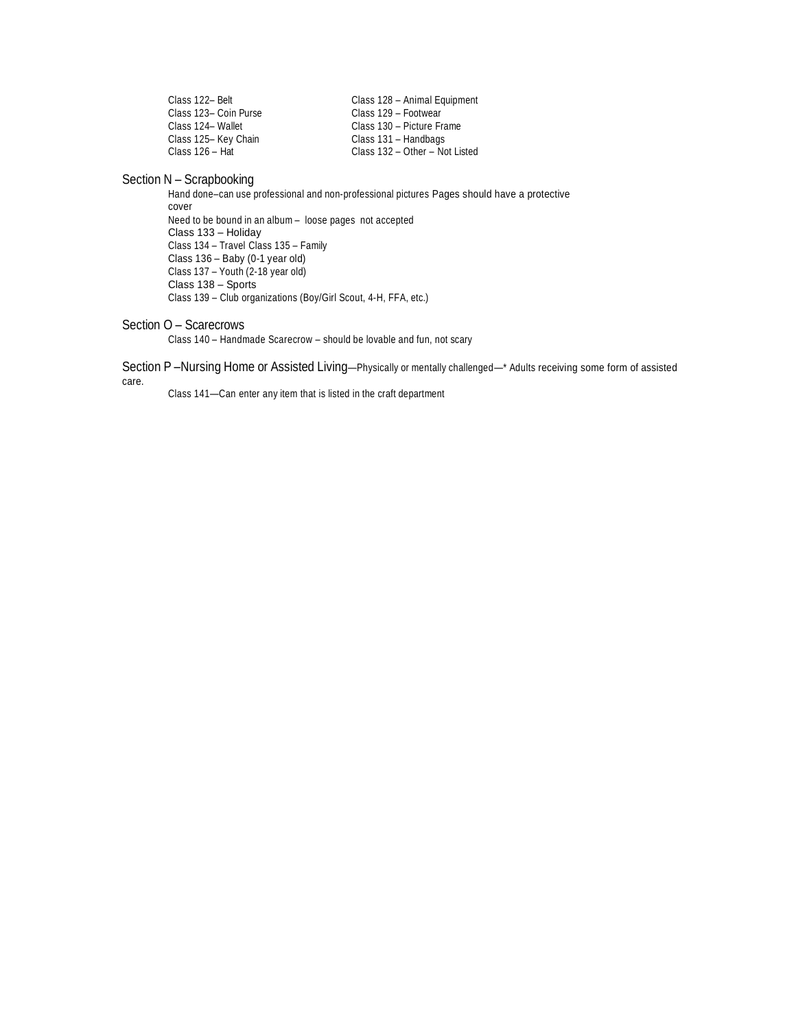Class 122– Belt
Class 123– Coin Purse
Class 124– Wallet
Class 125– Key Chain
Class 126 – Hat
Class 128 – Animal Equipment
Class 129 – Footwear
Class 130 – Picture Frame
Class 131 – Handbags
Class 132 – Other – Not Listed

## Section N – Scrapbooking

Hand done–can use professional and non-professional pictures Pages should have a protective cover
Need to be bound in an album – loose pages not accepted
Class 133 – Holiday
Class 134 – Travel Class 135 – Family
Class 136 – Baby (0-1 year old)
Class 137 – Youth (2-18 year old)
Class 138 – Sports
Class 139 – Club organizations (Boy/Girl Scout, 4-H, FFA, etc.)

## Section O – Scarecrows

Class 140 – Handmade Scarecrow – should be lovable and fun, not scary

## Section P –Nursing Home or Assisted Living—Physically or mentally challenged—* Adults receiving some form of assisted care.

Class 141—Can enter any item that is listed in the craft department